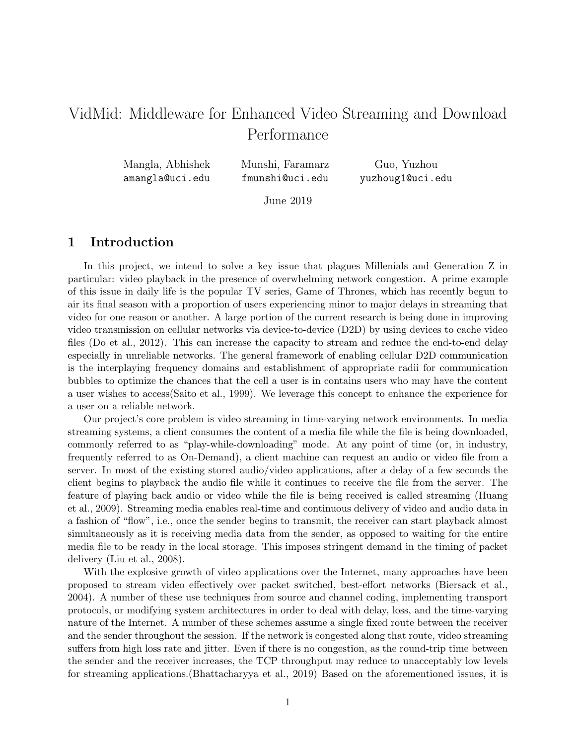# VidMid: Middleware for Enhanced Video Streaming and Download Performance

Mangla, Abhishek
amangla@uci.edu

Munshi, Faramarz
fmunshi@uci.edu

Guo, Yuzhou
yuzhoug1@uci.edu

June 2019

## 1 Introduction

In this project, we intend to solve a key issue that plagues Millenials and Generation Z in particular: video playback in the presence of overwhelming network congestion. A prime example of this issue in daily life is the popular TV series, Game of Thrones, which has recently begun to air its final season with a proportion of users experiencing minor to major delays in streaming that video for one reason or another. A large portion of the current research is being done in improving video transmission on cellular networks via device-to-device (D2D) by using devices to cache video files (Do et al., 2012). This can increase the capacity to stream and reduce the end-to-end delay especially in unreliable networks. The general framework of enabling cellular D2D communication is the interplaying frequency domains and establishment of appropriate radii for communication bubbles to optimize the chances that the cell a user is in contains users who may have the content a user wishes to access(Saito et al., 1999). We leverage this concept to enhance the experience for a user on a reliable network.

Our project's core problem is video streaming in time-varying network environments. In media streaming systems, a client consumes the content of a media file while the file is being downloaded, commonly referred to as "play-while-downloading" mode. At any point of time (or, in industry, frequently referred to as On-Demand), a client machine can request an audio or video file from a server. In most of the existing stored audio/video applications, after a delay of a few seconds the client begins to playback the audio file while it continues to receive the file from the server. The feature of playing back audio or video while the file is being received is called streaming (Huang et al., 2009). Streaming media enables real-time and continuous delivery of video and audio data in a fashion of "flow", i.e., once the sender begins to transmit, the receiver can start playback almost simultaneously as it is receiving media data from the sender, as opposed to waiting for the entire media file to be ready in the local storage. This imposes stringent demand in the timing of packet delivery (Liu et al., 2008).

With the explosive growth of video applications over the Internet, many approaches have been proposed to stream video effectively over packet switched, best-effort networks (Biersack et al., 2004). A number of these use techniques from source and channel coding, implementing transport protocols, or modifying system architectures in order to deal with delay, loss, and the time-varying nature of the Internet. A number of these schemes assume a single fixed route between the receiver and the sender throughout the session. If the network is congested along that route, video streaming suffers from high loss rate and jitter. Even if there is no congestion, as the round-trip time between the sender and the receiver increases, the TCP throughput may reduce to unacceptably low levels for streaming applications.(Bhattacharyya et al., 2019) Based on the aforementioned issues, it is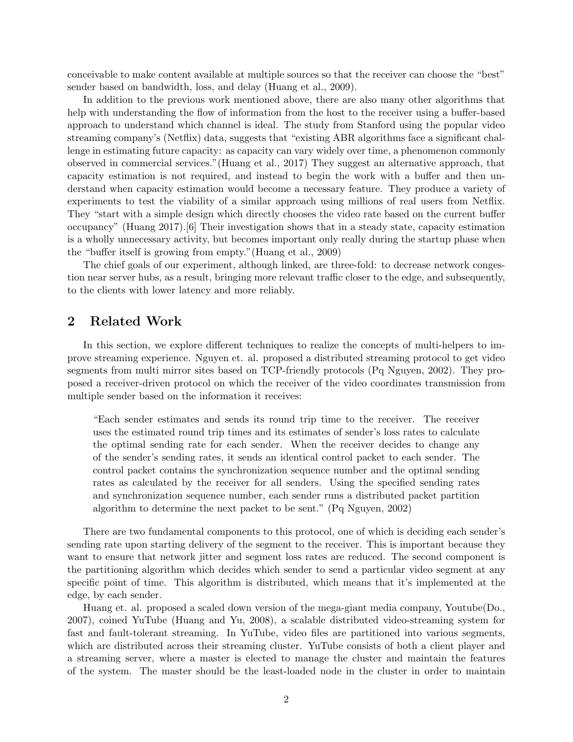conceivable to make content available at multiple sources so that the receiver can choose the "best" sender based on bandwidth, loss, and delay (Huang et al., 2009).

In addition to the previous work mentioned above, there are also many other algorithms that help with understanding the flow of information from the host to the receiver using a buffer-based approach to understand which channel is ideal. The study from Stanford using the popular video streaming company's (Netflix) data, suggests that "existing ABR algorithms face a significant challenge in estimating future capacity: as capacity can vary widely over time, a phenomenon commonly observed in commercial services."(Huang et al., 2017) They suggest an alternative approach, that capacity estimation is not required, and instead to begin the work with a buffer and then understand when capacity estimation would become a necessary feature. They produce a variety of experiments to test the viability of a similar approach using millions of real users from Netflix. They "start with a simple design which directly chooses the video rate based on the current buffer occupancy" (Huang 2017).[6] Their investigation shows that in a steady state, capacity estimation is a wholly unnecessary activity, but becomes important only really during the startup phase when the "buffer itself is growing from empty."(Huang et al., 2009)

The chief goals of our experiment, although linked, are three-fold: to decrease network congestion near server hubs, as a result, bringing more relevant traffic closer to the edge, and subsequently, to the clients with lower latency and more reliably.

## 2 Related Work

In this section, we explore different techniques to realize the concepts of multi-helpers to improve streaming experience. Nguyen et. al. proposed a distributed streaming protocol to get video segments from multi mirror sites based on TCP-friendly protocols (Pq Nguyen, 2002). They proposed a receiver-driven protocol on which the receiver of the video coordinates transmission from multiple sender based on the information it receives:

> "Each sender estimates and sends its round trip time to the receiver. The receiver uses the estimated round trip times and its estimates of sender's loss rates to calculate the optimal sending rate for each sender. When the receiver decides to change any of the sender's sending rates, it sends an identical control packet to each sender. The control packet contains the synchronization sequence number and the optimal sending rates as calculated by the receiver for all senders. Using the specified sending rates and synchronization sequence number, each sender runs a distributed packet partition algorithm to determine the next packet to be sent." (Pq Nguyen, 2002)

There are two fundamental components to this protocol, one of which is deciding each sender's sending rate upon starting delivery of the segment to the receiver. This is important because they want to ensure that network jitter and segment loss rates are reduced. The second component is the partitioning algorithm which decides which sender to send a particular video segment at any specific point of time. This algorithm is distributed, which means that it's implemented at the edge, by each sender.

Huang et. al. proposed a scaled down version of the mega-giant media company, Youtube(Do., 2007), coined YuTube (Huang and Yu, 2008), a scalable distributed video-streaming system for fast and fault-tolerant streaming. In YuTube, video files are partitioned into various segments, which are distributed across their streaming cluster. YuTube consists of both a client player and a streaming server, where a master is elected to manage the cluster and maintain the features of the system. The master should be the least-loaded node in the cluster in order to maintain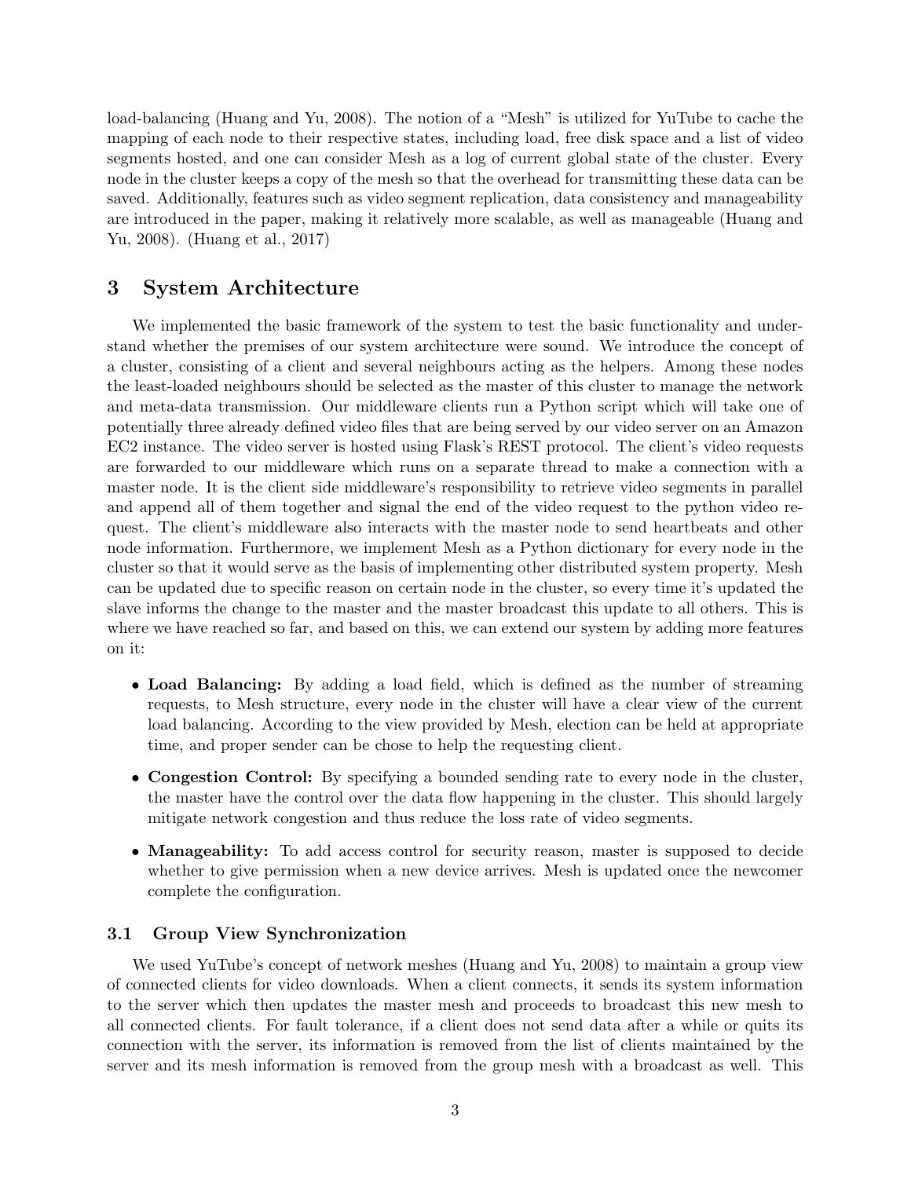load-balancing (Huang and Yu, 2008). The notion of a "Mesh" is utilized for YuTube to cache the mapping of each node to their respective states, including load, free disk space and a list of video segments hosted, and one can consider Mesh as a log of current global state of the cluster. Every node in the cluster keeps a copy of the mesh so that the overhead for transmitting these data can be saved. Additionally, features such as video segment replication, data consistency and manageability are introduced in the paper, making it relatively more scalable, as well as manageable (Huang and Yu, 2008). (Huang et al., 2017)

## 3 System Architecture

We implemented the basic framework of the system to test the basic functionality and understand whether the premises of our system architecture were sound. We introduce the concept of a cluster, consisting of a client and several neighbours acting as the helpers. Among these nodes the least-loaded neighbours should be selected as the master of this cluster to manage the network and meta-data transmission. Our middleware clients run a Python script which will take one of potentially three already defined video files that are being served by our video server on an Amazon EC2 instance. The video server is hosted using Flask's REST protocol. The client's video requests are forwarded to our middleware which runs on a separate thread to make a connection with a master node. It is the client side middleware's responsibility to retrieve video segments in parallel and append all of them together and signal the end of the video request to the python video request. The client's middleware also interacts with the master node to send heartbeats and other node information. Furthermore, we implement Mesh as a Python dictionary for every node in the cluster so that it would serve as the basis of implementing other distributed system property. Mesh can be updated due to specific reason on certain node in the cluster, so every time it's updated the slave informs the change to the master and the master broadcast this update to all others. This is where we have reached so far, and based on this, we can extend our system by adding more features on it:

- **Load Balancing:** By adding a load field, which is defined as the number of streaming requests, to Mesh structure, every node in the cluster will have a clear view of the current load balancing. According to the view provided by Mesh, election can be held at appropriate time, and proper sender can be chose to help the requesting client.
- **Congestion Control:** By specifying a bounded sending rate to every node in the cluster, the master have the control over the data flow happening in the cluster. This should largely mitigate network congestion and thus reduce the loss rate of video segments.
- **Manageability:** To add access control for security reason, master is supposed to decide whether to give permission when a new device arrives. Mesh is updated once the newcomer complete the configuration.

### 3.1 Group View Synchronization

We used YuTube's concept of network meshes (Huang and Yu, 2008) to maintain a group view of connected clients for video downloads. When a client connects, it sends its system information to the server which then updates the master mesh and proceeds to broadcast this new mesh to all connected clients. For fault tolerance, if a client does not send data after a while or quits its connection with the server, its information is removed from the list of clients maintained by the server and its mesh information is removed from the group mesh with a broadcast as well. This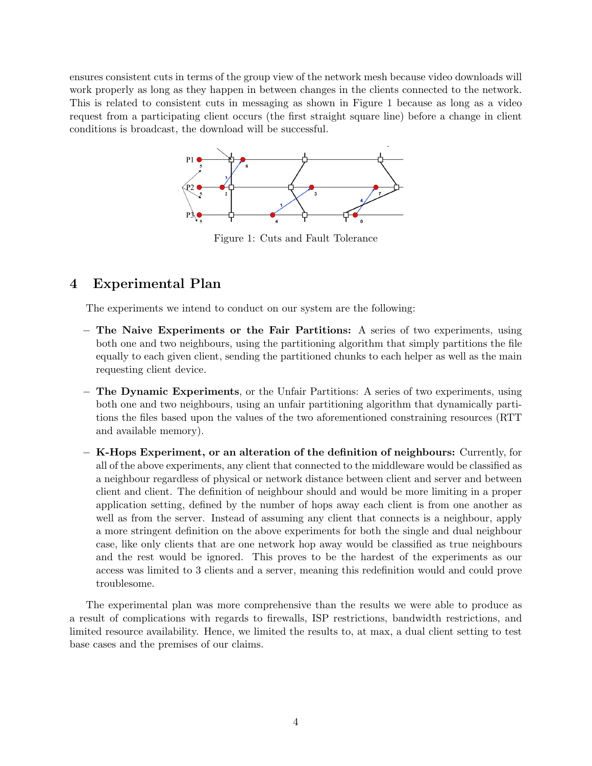ensures consistent cuts in terms of the group view of the network mesh because video downloads will work properly as long as they happen in between changes in the clients connected to the network. This is related to consistent cuts in messaging as shown in Figure 1 because as long as a video request from a participating client occurs (the first straight square line) before a change in client conditions is broadcast, the download will be successful.

Figure 1: Cuts and Fault Tolerance

## 4 Experimental Plan

The experiments we intend to conduct on our system are the following:

- **The Naive Experiments or the Fair Partitions:** A series of two experiments, using both one and two neighbours, using the partitioning algorithm that simply partitions the file equally to each given client, sending the partitioned chunks to each helper as well as the main requesting client device.
- **The Dynamic Experiments**, or the Unfair Partitions: A series of two experiments, using both one and two neighbours, using an unfair partitioning algorithm that dynamically partitions the files based upon the values of the two aforementioned constraining resources (RTT and available memory).
- **K-Hops Experiment, or an alteration of the definition of neighbours:** Currently, for all of the above experiments, any client that connected to the middleware would be classified as a neighbour regardless of physical or network distance between client and server and between client and client. The definition of neighbour should and would be more limiting in a proper application setting, defined by the number of hops away each client is from one another as well as from the server. Instead of assuming any client that connects is a neighbour, apply a more stringent definition on the above experiments for both the single and dual neighbour case, like only clients that are one network hop away would be classified as true neighbours and the rest would be ignored. This proves to be the hardest of the experiments as our access was limited to 3 clients and a server, meaning this redefinition would and could prove troublesome.

The experimental plan was more comprehensive than the results we were able to produce as a result of complications with regards to firewalls, ISP restrictions, bandwidth restrictions, and limited resource availability. Hence, we limited the results to, at max, a dual client setting to test base cases and the premises of our claims.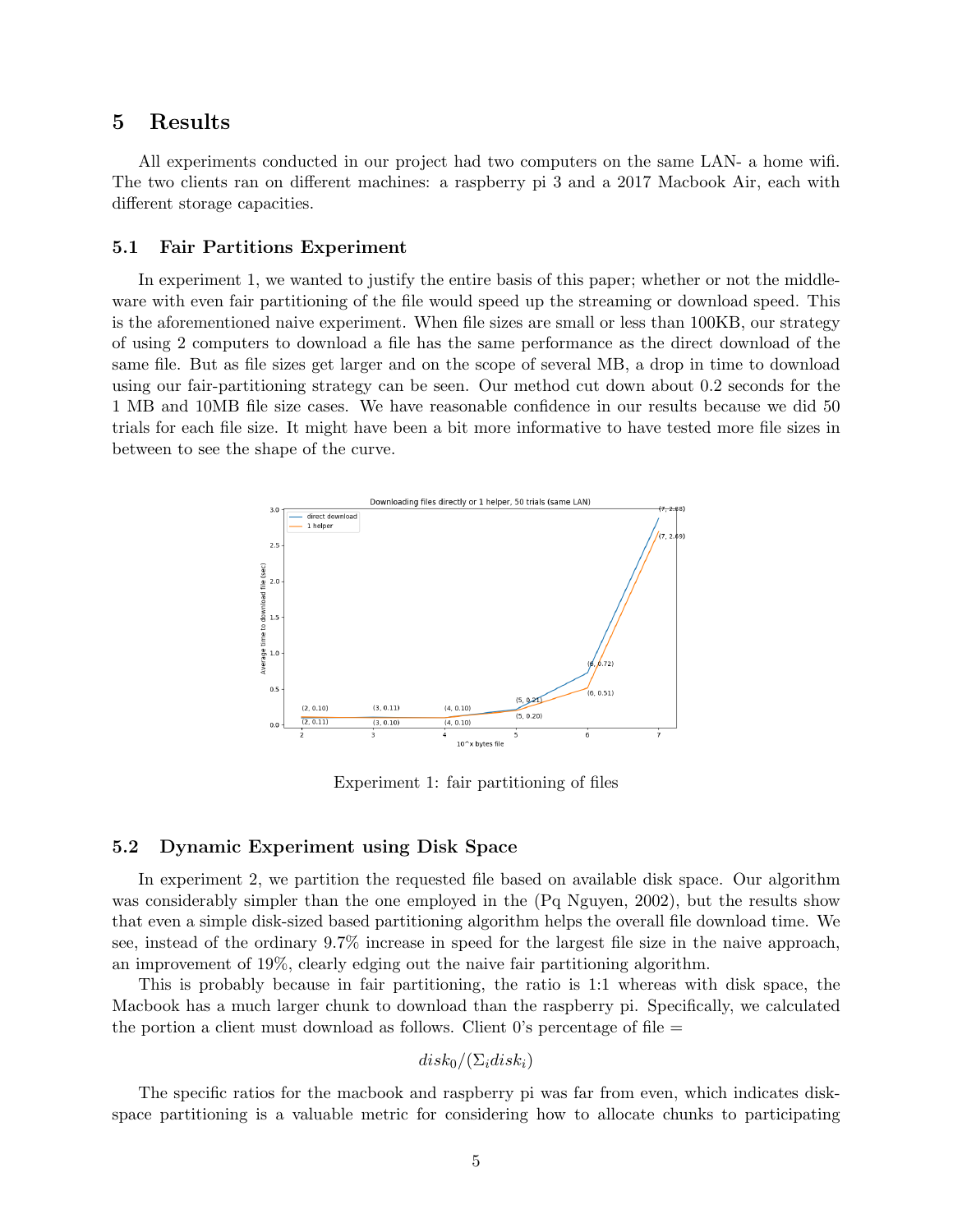## 5 Results

All experiments conducted in our project had two computers on the same LAN- a home wifi. The two clients ran on different machines: a raspberry pi 3 and a 2017 Macbook Air, each with different storage capacities.

### 5.1 Fair Partitions Experiment

In experiment 1, we wanted to justify the entire basis of this paper; whether or not the middleware with even fair partitioning of the file would speed up the streaming or download speed. This is the aforementioned naive experiment. When file sizes are small or less than 100KB, our strategy of using 2 computers to download a file has the same performance as the direct download of the same file. But as file sizes get larger and on the scope of several MB, a drop in time to download using our fair-partitioning strategy can be seen. Our method cut down about 0.2 seconds for the 1 MB and 10MB file size cases. We have reasonable confidence in our results because we did 50 trials for each file size. It might have been a bit more informative to have tested more file sizes in between to see the shape of the curve.

Experiment 1: fair partitioning of files

### 5.2 Dynamic Experiment using Disk Space

In experiment 2, we partition the requested file based on available disk space. Our algorithm was considerably simpler than the one employed in the (Pq Nguyen, 2002), but the results show that even a simple disk-sized based partitioning algorithm helps the overall file download time. We see, instead of the ordinary 9.7% increase in speed for the largest file size in the naive approach, an improvement of 19%, clearly edging out the naive fair partitioning algorithm.

This is probably because in fair partitioning, the ratio is 1:1 whereas with disk space, the Macbook has a much larger chunk to download than the raspberry pi. Specifically, we calculated the portion a client must download as follows. Client 0's percentage of file =

$$disk_0/(\Sigma_i disk_i)$$

The specific ratios for the macbook and raspberry pi was far from even, which indicates disk-space partitioning is a valuable metric for considering how to allocate chunks to participating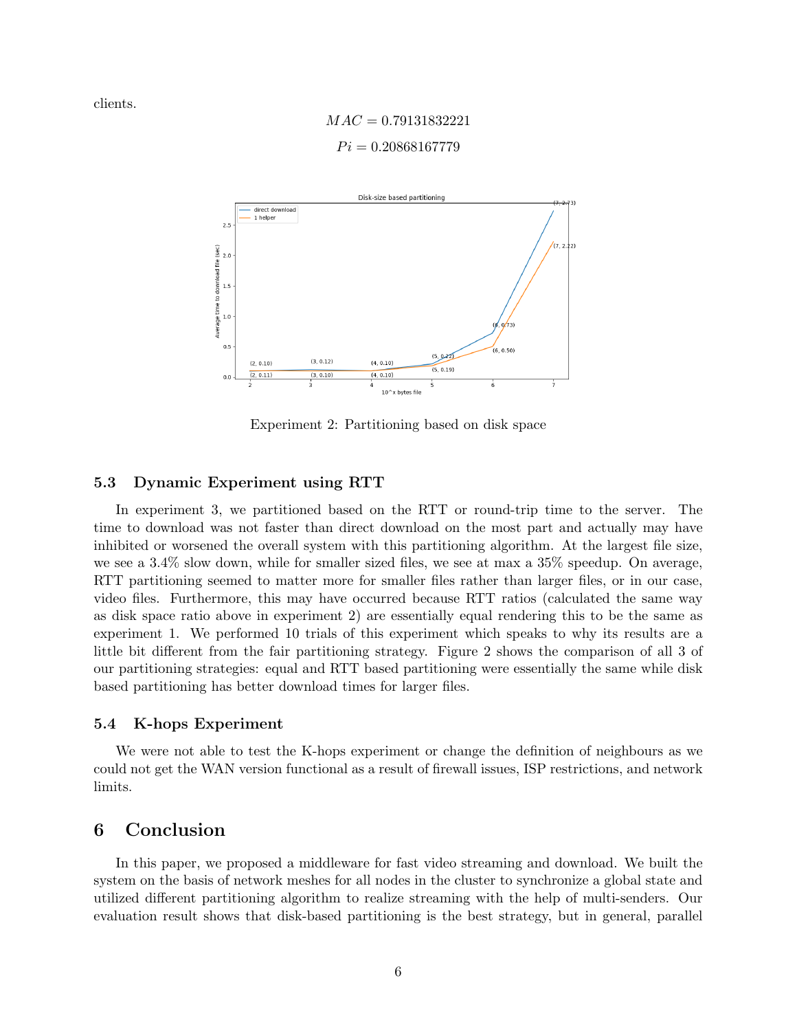clients.

$$MAC = 0.79131832221$$

$$Pi = 0.20868167779$$

Experiment 2: Partitioning based on disk space

### 5.3 Dynamic Experiment using RTT

In experiment 3, we partitioned based on the RTT or round-trip time to the server. The time to download was not faster than direct download on the most part and actually may have inhibited or worsened the overall system with this partitioning algorithm. At the largest file size, we see a 3.4% slow down, while for smaller sized files, we see at max a 35% speedup. On average, RTT partitioning seemed to matter more for smaller files rather than larger files, or in our case, video files. Furthermore, this may have occurred because RTT ratios (calculated the same way as disk space ratio above in experiment 2) are essentially equal rendering this to be the same as experiment 1. We performed 10 trials of this experiment which speaks to why its results are a little bit different from the fair partitioning strategy. Figure 2 shows the comparison of all 3 of our partitioning strategies: equal and RTT based partitioning were essentially the same while disk based partitioning has better download times for larger files.

### 5.4 K-hops Experiment

We were not able to test the K-hops experiment or change the definition of neighbours as we could not get the WAN version functional as a result of firewall issues, ISP restrictions, and network limits.

## 6 Conclusion

In this paper, we proposed a middleware for fast video streaming and download. We built the system on the basis of network meshes for all nodes in the cluster to synchronize a global state and utilized different partitioning algorithm to realize streaming with the help of multi-senders. Our evaluation result shows that disk-based partitioning is the best strategy, but in general, parallel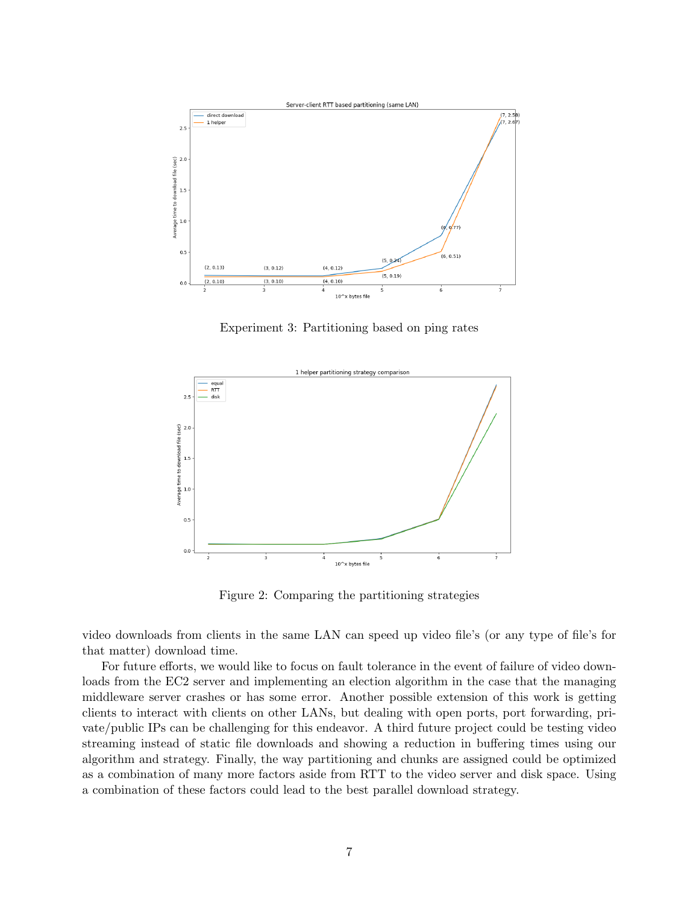Experiment 3: Partitioning based on ping rates

Figure 2: Comparing the partitioning strategies

video downloads from clients in the same LAN can speed up video file's (or any type of file's for that matter) download time.

For future efforts, we would like to focus on fault tolerance in the event of failure of video downloads from the EC2 server and implementing an election algorithm in the case that the managing middleware server crashes or has some error. Another possible extension of this work is getting clients to interact with clients on other LANs, but dealing with open ports, port forwarding, private/public IPs can be challenging for this endeavor. A third future project could be testing video streaming instead of static file downloads and showing a reduction in buffering times using our algorithm and strategy. Finally, the way partitioning and chunks are assigned could be optimized as a combination of many more factors aside from RTT to the video server and disk space. Using a combination of these factors could lead to the best parallel download strategy.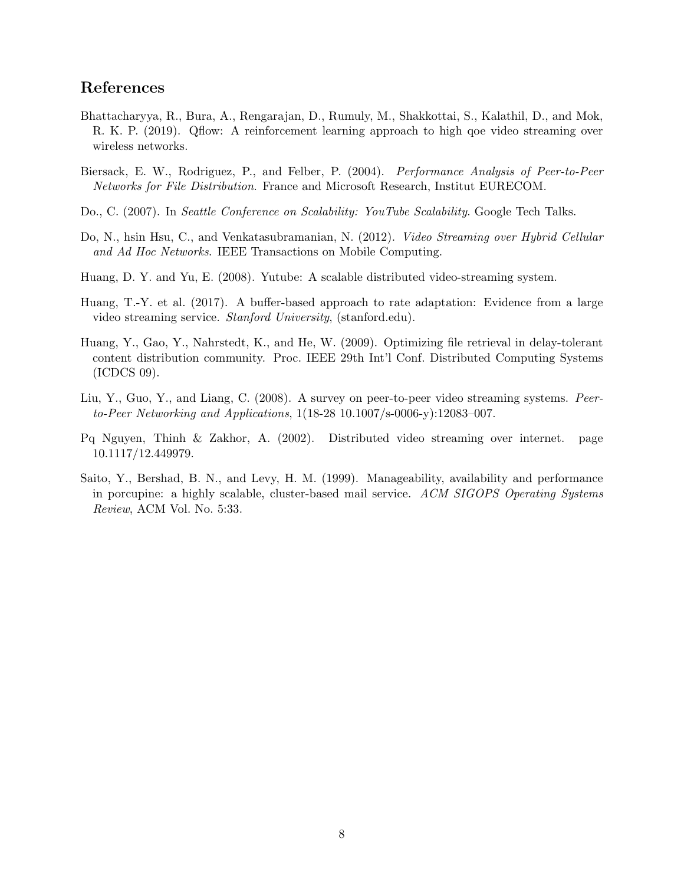## References

Bhattacharyya, R., Bura, A., Rengarajan, D., Rumuly, M., Shakkottai, S., Kalathil, D., and Mok, R. K. P. (2019). Qflow: A reinforcement learning approach to high qoe video streaming over wireless networks.

Biersack, E. W., Rodriguez, P., and Felber, P. (2004). *Performance Analysis of Peer-to-Peer Networks for File Distribution*. France and Microsoft Research, Institut EURECOM.

Do., C. (2007). In *Seattle Conference on Scalability: YouTube Scalability*. Google Tech Talks.

Do, N., hsin Hsu, C., and Venkatasubramanian, N. (2012). *Video Streaming over Hybrid Cellular and Ad Hoc Networks*. IEEE Transactions on Mobile Computing.

Huang, D. Y. and Yu, E. (2008). Yutube: A scalable distributed video-streaming system.

Huang, T.-Y. et al. (2017). A buffer-based approach to rate adaptation: Evidence from a large video streaming service. *Stanford University*, (stanford.edu).

Huang, Y., Gao, Y., Nahrstedt, K., and He, W. (2009). Optimizing file retrieval in delay-tolerant content distribution community. Proc. IEEE 29th Int'l Conf. Distributed Computing Systems (ICDCS 09).

Liu, Y., Guo, Y., and Liang, C. (2008). A survey on peer-to-peer video streaming systems. *Peer-to-Peer Networking and Applications*, 1(18-28 10.1007/s-0006-y):12083–007.

Pq Nguyen, Thinh & Zakhor, A. (2002). Distributed video streaming over internet. page 10.1117/12.449979.

Saito, Y., Bershad, B. N., and Levy, H. M. (1999). Manageability, availability and performance in porcupine: a highly scalable, cluster-based mail service. *ACM SIGOPS Operating Systems Review*, ACM Vol. No. 5:33.